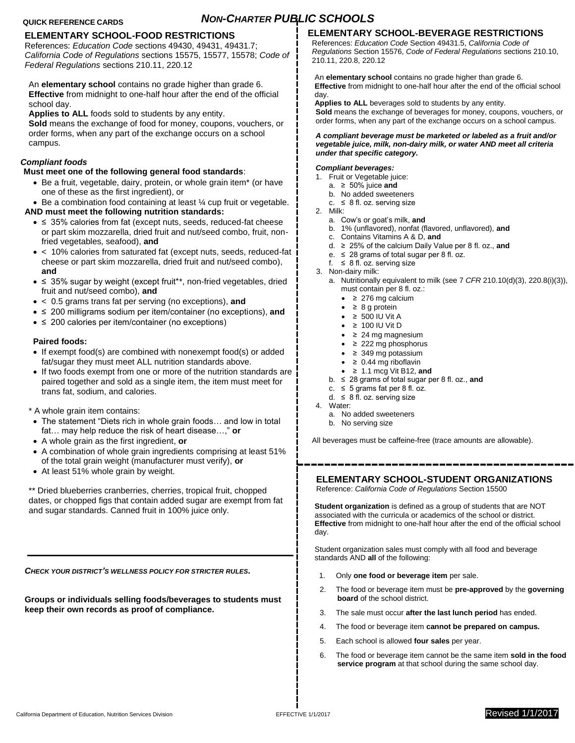QUICK REFERENCE CARDS

# *NON-CHARTER PUBLIC SCHOOLS*

## ELEMENTARY SCHOOL-FOOD RESTRICTIONS

References: *Education Code* sections 49430, 49431, 49431.7; *California Code of Regulations* sections 15575, 15577, 15578; *Code of Federal Regulations* sections 210.11, 220.12

An **elementary school** contains no grade higher than grade 6.
**Effective** from midnight to one-half hour after the end of the official school day.
**Applies to ALL** foods sold to students by any entity.
**Sold** means the exchange of food for money, coupons, vouchers, or order forms, when any part of the exchange occurs on a school campus.

### *Compliant foods*

**Must meet one of the following general food standards**:

- Be a fruit, vegetable, dairy, protein, or whole grain item* (or have one of these as the first ingredient), or
- Be a combination food containing at least ¼ cup fruit or vegetable.

**AND must meet the following nutrition standards:**

- ≤ 35% calories from fat (except nuts, seeds, reduced-fat cheese or part skim mozzarella, dried fruit and nut/seed combo, fruit, non-fried vegetables, seafood), **and**
- < 10% calories from saturated fat (except nuts, seeds, reduced-fat cheese or part skim mozzarella, dried fruit and nut/seed combo), **and**
- ≤ 35% sugar by weight (except fruit**, non-fried vegetables, dried fruit and nut/seed combo), **and**
- < 0.5 grams trans fat per serving (no exceptions), **and**
- ≤ 200 milligrams sodium per item/container (no exceptions), **and**
- ≤ 200 calories per item/container (no exceptions)

**Paired foods:**

- If exempt food(s) are combined with nonexempt food(s) or added fat/sugar they must meet ALL nutrition standards above.
- If two foods exempt from one or more of the nutrition standards are paired together and sold as a single item, the item must meet for trans fat, sodium, and calories.

\* A whole grain item contains:

- The statement "Diets rich in whole grain foods… and low in total fat… may help reduce the risk of heart disease…," **or**
- A whole grain as the first ingredient, **or**
- A combination of whole grain ingredients comprising at least 51% of the total grain weight (manufacturer must verify), **or**
- At least 51% whole grain by weight.

** Dried blueberries cranberries, cherries, tropical fruit, chopped dates, or chopped figs that contain added sugar are exempt from fat and sugar standards. Canned fruit in 100% juice only.

***CHECK YOUR DISTRICT'S WELLNESS POLICY FOR STRICTER RULES.***

**Groups or individuals selling foods/beverages to students must keep their own records as proof of compliance.**

## ELEMENTARY SCHOOL-BEVERAGE RESTRICTIONS

References: *Education Code* Section 49431.5, *California Code of Regulations* Section 15576, *Code of Federal Regulations* sections 210.10, 210.11, 220.8, 220.12

An **elementary school** contains no grade higher than grade 6.
**Effective** from midnight to one-half hour after the end of the official school day.
**Applies to ALL** beverages sold to students by any entity.
**Sold** means the exchange of beverages for money, coupons, vouchers, or order forms, when any part of the exchange occurs on a school campus.

***A compliant beverage must be marketed or labeled as a fruit and/or vegetable juice, milk, non-dairy milk, or water AND meet all criteria under that specific category.***

***Compliant beverages:***

1. Fruit or Vegetable juice:
   a. ≥ 50% juice **and**
   b. No added sweeteners
   c. ≤ 8 fl. oz. serving size
2. Milk:
   a. Cow's or goat's milk, **and**
   b. 1% (unflavored), nonfat (flavored, unflavored), **and**
   c. Contains Vitamins A & D, **and**
   d. ≥ 25% of the calcium Daily Value per 8 fl. oz., **and**
   e. ≤ 28 grams of total sugar per 8 fl. oz.
   f. ≤ 8 fl. oz. serving size
3. Non-dairy milk:
   a. Nutritionally equivalent to milk (see 7 *CFR* 210.10(d)(3), 220.8(i)(3)), must contain per 8 fl. oz.:
      - ≥ 276 mg calcium
      - ≥ 8 g protein
      - ≥ 500 IU Vit A
      - ≥ 100 IU Vit D
      - ≥ 24 mg magnesium
      - ≥ 222 mg phosphorus
      - ≥ 349 mg potassium
      - ≥ 0.44 mg riboflavin
      - ≥ 1.1 mcg Vit B12, **and**
   b. ≤ 28 grams of total sugar per 8 fl. oz., **and**
   c. ≤ 5 grams fat per 8 fl. oz.
   d. ≤ 8 fl. oz. serving size
4. Water:
   a. No added sweeteners
   b. No serving size

All beverages must be caffeine-free (trace amounts are allowable).

## ELEMENTARY SCHOOL-STUDENT ORGANIZATIONS

Reference: *California Code of Regulations* Section 15500

**Student organization** is defined as a group of students that are NOT associated with the curricula or academics of the school or district.
**Effective** from midnight to one-half hour after the end of the official school day.

Student organization sales must comply with all food and beverage standards AND **all** of the following:

1. Only **one food or beverage item** per sale.
2. The food or beverage item must be **pre-approved** by the **governing board** of the school district.
3. The sale must occur **after the last lunch period** has ended.
4. The food or beverage item **cannot be prepared on campus.**
5. Each school is allowed **four sales** per year.
6. The food or beverage item cannot be the same item **sold in the food service program** at that school during the same school day.

California Department of Education, Nutrition Services Division EFFECTIVE 1/1/2017 Revised 1/1/2017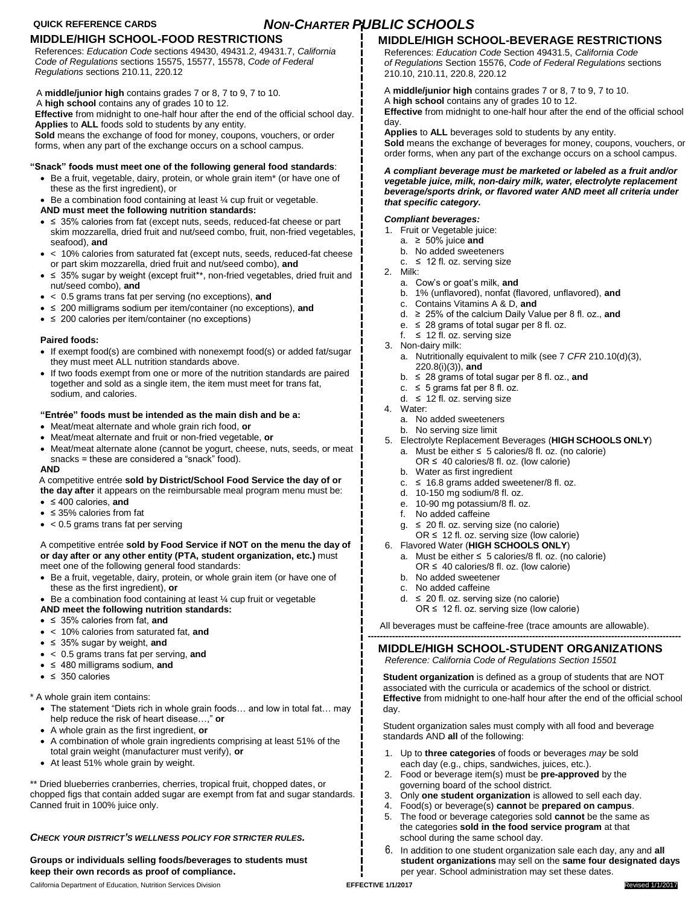QUICK REFERENCE CARDS

# *NON-CHARTER PUBLIC SCHOOLS*

## MIDDLE/HIGH SCHOOL-FOOD RESTRICTIONS

References: *Education Code* sections 49430, 49431.2, 49431.7, *California Code of Regulations* sections 15575, 15577, 15578, *Code of Federal Regulations* sections 210.11, 220.12

A **middle/junior high** contains grades 7 or 8, 7 to 9, 7 to 10.
A **high school** contains any of grades 10 to 12.
**Effective** from midnight to one-half hour after the end of the official school day.
**Applies** to **ALL** foods sold to students by any entity.
**Sold** means the exchange of food for money, coupons, vouchers, or order forms, when any part of the exchange occurs on a school campus.

**"Snack" foods must meet one of the following general food standards**:

- Be a fruit, vegetable, dairy, protein, or whole grain item* (or have one of these as the first ingredient), or
- Be a combination food containing at least ¼ cup fruit or vegetable.

**AND must meet the following nutrition standards:**

- ≤ 35% calories from fat (except nuts, seeds, reduced-fat cheese or part skim mozzarella, dried fruit and nut/seed combo, fruit, non-fried vegetables, seafood), **and**
- < 10% calories from saturated fat (except nuts, seeds, reduced-fat cheese or part skim mozzarella, dried fruit and nut/seed combo), **and**
- ≤ 35% sugar by weight (except fruit**, non-fried vegetables, dried fruit and nut/seed combo), **and**
- < 0.5 grams trans fat per serving (no exceptions), **and**
- ≤ 200 milligrams sodium per item/container (no exceptions), **and**
- ≤ 200 calories per item/container (no exceptions)

**Paired foods:**

- If exempt food(s) are combined with nonexempt food(s) or added fat/sugar they must meet ALL nutrition standards above.
- If two foods exempt from one or more of the nutrition standards are paired together and sold as a single item, the item must meet for trans fat, sodium, and calories.

**"Entrée" foods must be intended as the main dish and be a:**

- Meat/meat alternate and whole grain rich food, **or**
- Meat/meat alternate and fruit or non-fried vegetable, **or**
- Meat/meat alternate alone (cannot be yogurt, cheese, nuts, seeds, or meat snacks = these are considered a "snack" food).

**AND**

A competitive entrée **sold by District/School Food Service the day of or the day after** it appears on the reimbursable meal program menu must be:

- ≤ 400 calories, **and**
- ≤ 35% calories from fat
- < 0.5 grams trans fat per serving

A competitive entrée **sold by Food Service if NOT on the menu the day of or day after or any other entity (PTA, student organization, etc.)** must meet one of the following general food standards:

- Be a fruit, vegetable, dairy, protein, or whole grain item (or have one of these as the first ingredient), **or**
- Be a combination food containing at least ¼ cup fruit or vegetable

**AND meet the following nutrition standards:**

- ≤ 35% calories from fat, **and**
- < 10% calories from saturated fat, **and**
- ≤ 35% sugar by weight, **and**
- < 0.5 grams trans fat per serving, **and**
- ≤ 480 milligrams sodium, **and**
- ≤ 350 calories

\* A whole grain item contains:

- The statement "Diets rich in whole grain foods… and low in total fat… may help reduce the risk of heart disease…," **or**
- A whole grain as the first ingredient, **or**
- A combination of whole grain ingredients comprising at least 51% of the total grain weight (manufacturer must verify), **or**
- At least 51% whole grain by weight.

** Dried blueberries cranberries, cherries, tropical fruit, chopped dates, or chopped figs that contain added sugar are exempt from fat and sugar standards. Canned fruit in 100% juice only.

***CHECK YOUR DISTRICT'S WELLNESS POLICY FOR STRICTER RULES.***

**Groups or individuals selling foods/beverages to students must keep their own records as proof of compliance.**

## MIDDLE/HIGH SCHOOL-BEVERAGE RESTRICTIONS

References: *Education Code* Section 49431.5, *California Code of Regulations* Section 15576, *Code of Federal Regulations* sections 210.10, 210.11, 220.8, 220.12

A **middle/junior high** contains grades 7 or 8, 7 to 9, 7 to 10.
A **high school** contains any of grades 10 to 12.
**Effective** from midnight to one-half hour after the end of the official school day.
**Applies** to **ALL** beverages sold to students by any entity.
**Sold** means the exchange of beverages for money, coupons, vouchers, or order forms, when any part of the exchange occurs on a school campus.

***A compliant beverage must be marketed or labeled as a fruit and/or vegetable juice, milk, non-dairy milk, water, electrolyte replacement beverage/sports drink, or flavored water AND meet all criteria under that specific category.***

***Compliant beverages:***

1. Fruit or Vegetable juice:
   a. ≥ 50% juice **and**
   b. No added sweeteners
   c. ≤ 12 fl. oz. serving size
2. Milk:
   a. Cow's or goat's milk, **and**
   b. 1% (unflavored), nonfat (flavored, unflavored), **and**
   c. Contains Vitamins A & D, **and**
   d. ≥ 25% of the calcium Daily Value per 8 fl. oz., **and**
   e. ≤ 28 grams of total sugar per 8 fl. oz.
   f. ≤ 12 fl. oz. serving size
3. Non-dairy milk:
   a. Nutritionally equivalent to milk (see 7 *CFR* 210.10(d)(3), 220.8(i)(3)), **and**
   b. ≤ 28 grams of total sugar per 8 fl. oz., **and**
   c. ≤ 5 grams fat per 8 fl. oz.
   d. ≤ 12 fl. oz. serving size
4. Water:
   a. No added sweeteners
   b. No serving size limit
5. Electrolyte Replacement Beverages (**HIGH SCHOOLS ONLY**)
   a. Must be either ≤ 5 calories/8 fl. oz. (no calorie) OR ≤ 40 calories/8 fl. oz. (low calorie)
   b. Water as first ingredient
   c. ≤ 16.8 grams added sweetener/8 fl. oz.
   d. 10-150 mg sodium/8 fl. oz.
   e. 10-90 mg potassium/8 fl. oz.
   f. No added caffeine
   g. ≤ 20 fl. oz. serving size (no calorie) OR ≤ 12 fl. oz. serving size (low calorie)
6. Flavored Water (**HIGH SCHOOLS ONLY**)
   a. Must be either ≤ 5 calories/8 fl. oz. (no calorie) OR ≤ 40 calories/8 fl. oz. (low calorie)
   b. No added sweetener
   c. No added caffeine
   d. ≤ 20 fl. oz. serving size (no calorie) OR ≤ 12 fl. oz. serving size (low calorie)

All beverages must be caffeine-free (trace amounts are allowable).

## MIDDLE/HIGH SCHOOL-STUDENT ORGANIZATIONS

*Reference: California Code of Regulations Section 15501*

**Student organization** is defined as a group of students that are NOT associated with the curricula or academics of the school or district.
**Effective** from midnight to one-half hour after the end of the official school day.

Student organization sales must comply with all food and beverage standards AND **all** of the following:

1. Up to **three categories** of foods or beverages *may* be sold each day (e.g., chips, sandwiches, juices, etc.).
2. Food or beverage item(s) must be **pre-approved** by the governing board of the school district.
3. Only **one student organization** is allowed to sell each day.
4. Food(s) or beverage(s) **cannot** be **prepared on campus**.
5. The food or beverage categories sold **cannot** be the same as the categories **sold in the food service program** at that school during the same school day.
6. In addition to one student organization sale each day, any and **all student organizations** may sell on the **same four designated days** per year. School administration may set these dates.

California Department of Education, Nutrition Services Division

**EFFECTIVE 1/1/2017**

Revised 1/1/2017